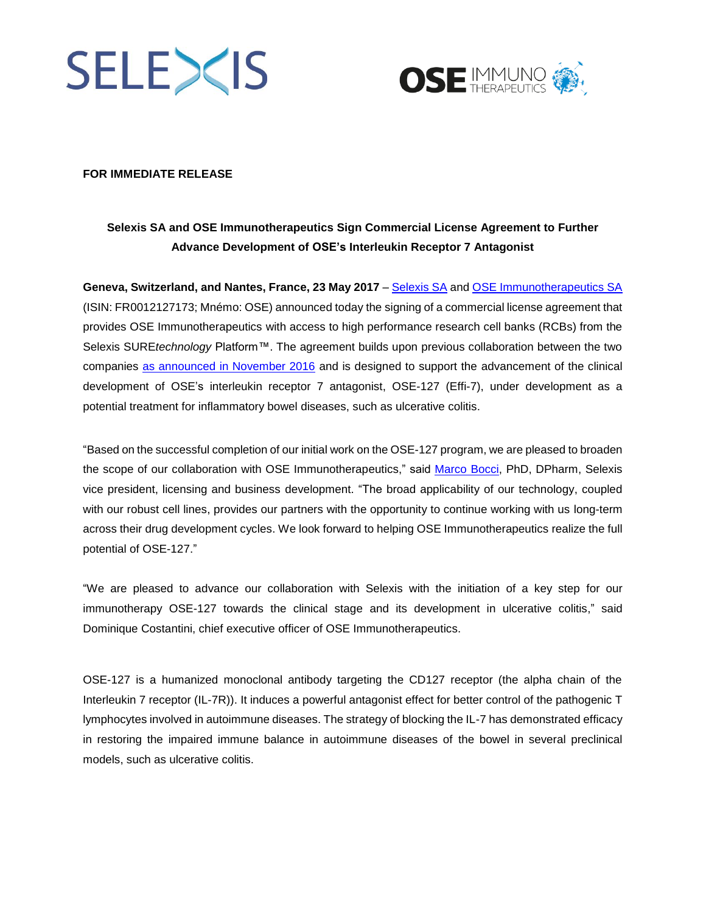**FOR IMMEDIATE RELEASE**

**Selexis SA and OSE Immunotherapeutics Sign Commercial License Agreement to Further Advance Development of OSE's Interleukin Receptor 7 Antagonist**

**Geneva, Switzerland, and Nantes, France, 23 May 2017** – Selexis SA and OSE Immunotherapeutics SA (ISIN: FR0012127173; Mnémo: OSE) announced today the signing of a commercial license agreement that provides OSE Immunotherapeutics with access to high performance research cell banks (RCBs) from the Selexis SURE*technology* Platform™. The agreement builds upon previous collaboration between the two companies as announced in November 2016 and is designed to support the advancement of the clinical development of OSE's interleukin receptor 7 antagonist, OSE-127 (Effi-7), under development as a potential treatment for inflammatory bowel diseases, such as ulcerative colitis.

"Based on the successful completion of our initial work on the OSE-127 program, we are pleased to broaden the scope of our collaboration with OSE Immunotherapeutics," said Marco Bocci, PhD, DPharm, Selexis vice president, licensing and business development. "The broad applicability of our technology, coupled with our robust cell lines, provides our partners with the opportunity to continue working with us long-term across their drug development cycles. We look forward to helping OSE Immunotherapeutics realize the full potential of OSE-127."

"We are pleased to advance our collaboration with Selexis with the initiation of a key step for our immunotherapy OSE-127 towards the clinical stage and its development in ulcerative colitis," said Dominique Costantini, chief executive officer of OSE Immunotherapeutics.

OSE-127 is a humanized monoclonal antibody targeting the CD127 receptor (the alpha chain of the Interleukin 7 receptor (IL-7R)). It induces a powerful antagonist effect for better control of the pathogenic T lymphocytes involved in autoimmune diseases. The strategy of blocking the IL-7 has demonstrated efficacy in restoring the impaired immune balance in autoimmune diseases of the bowel in several preclinical models, such as ulcerative colitis.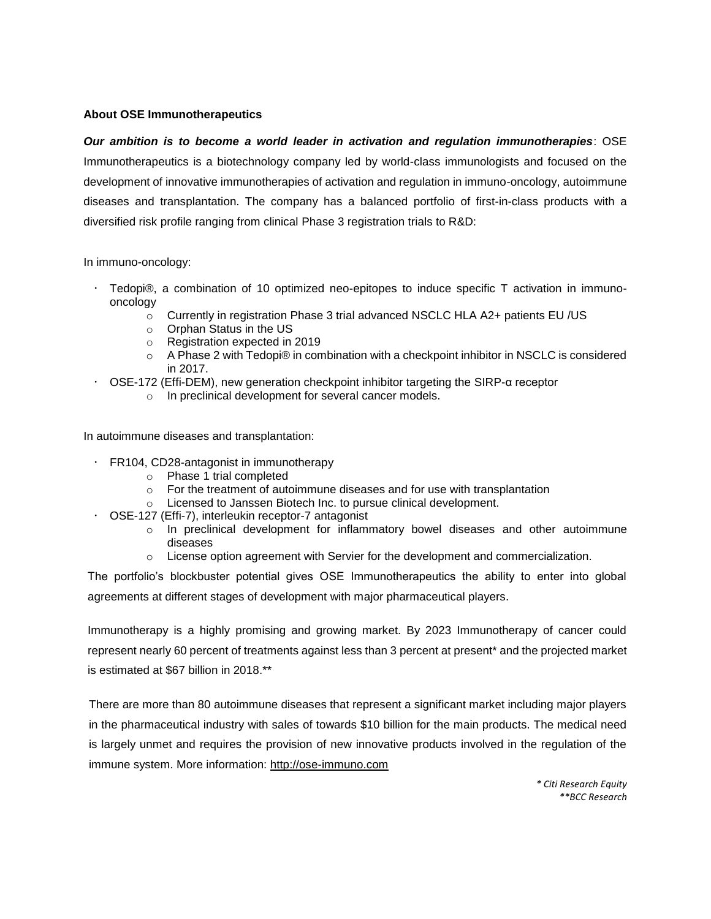**About OSE Immunotherapeutics**

***Our ambition is to become a world leader in activation and regulation immunotherapies***: OSE Immunotherapeutics is a biotechnology company led by world-class immunologists and focused on the development of innovative immunotherapies of activation and regulation in immuno-oncology, autoimmune diseases and transplantation. The company has a balanced portfolio of first-in-class products with a diversified risk profile ranging from clinical Phase 3 registration trials to R&D:

In immuno-oncology:

- Tedopi®, a combination of 10 optimized neo-epitopes to induce specific T activation in immuno-oncology
    - Currently in registration Phase 3 trial advanced NSCLC HLA A2+ patients EU /US
    - Orphan Status in the US
    - Registration expected in 2019
    - A Phase 2 with Tedopi® in combination with a checkpoint inhibitor in NSCLC is considered in 2017.
- OSE-172 (Effi-DEM), new generation checkpoint inhibitor targeting the SIRP-α receptor
    - In preclinical development for several cancer models.

In autoimmune diseases and transplantation:

- FR104, CD28-antagonist in immunotherapy
    - Phase 1 trial completed
    - For the treatment of autoimmune diseases and for use with transplantation
    - Licensed to Janssen Biotech Inc. to pursue clinical development.
- OSE-127 (Effi-7), interleukin receptor-7 antagonist
    - In preclinical development for inflammatory bowel diseases and other autoimmune diseases
    - License option agreement with Servier for the development and commercialization.

The portfolio's blockbuster potential gives OSE Immunotherapeutics the ability to enter into global agreements at different stages of development with major pharmaceutical players.

Immunotherapy is a highly promising and growing market. By 2023 Immunotherapy of cancer could represent nearly 60 percent of treatments against less than 3 percent at present* and the projected market is estimated at $67 billion in 2018.**

There are more than 80 autoimmune diseases that represent a significant market including major players in the pharmaceutical industry with sales of towards $10 billion for the main products. The medical need is largely unmet and requires the provision of new innovative products involved in the regulation of the immune system. More information: http://ose-immuno.com

*\* Citi Research Equity*
*\*\*BCC Research*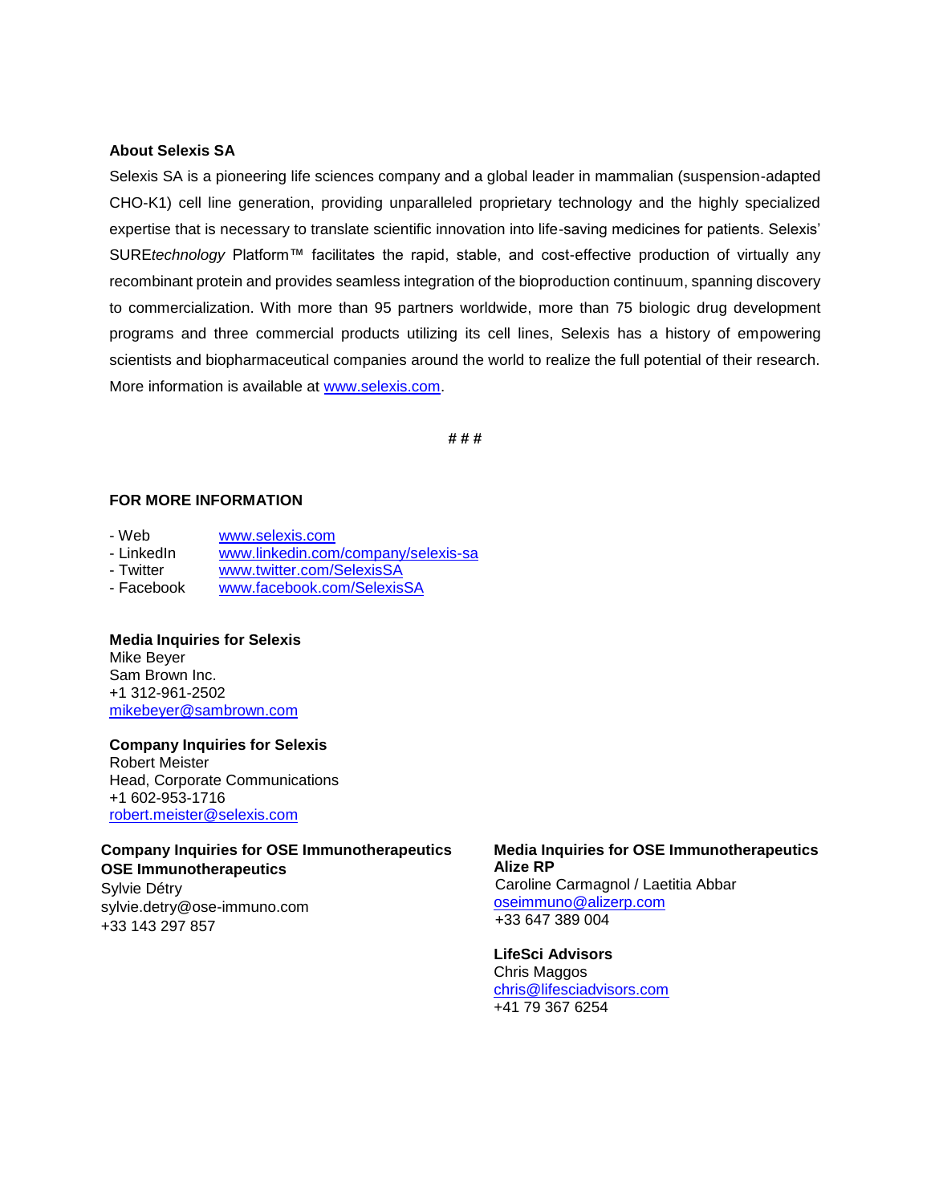**About Selexis SA**

Selexis SA is a pioneering life sciences company and a global leader in mammalian (suspension-adapted CHO-K1) cell line generation, providing unparalleled proprietary technology and the highly specialized expertise that is necessary to translate scientific innovation into life-saving medicines for patients. Selexis' SURE*technology* Platform™ facilitates the rapid, stable, and cost-effective production of virtually any recombinant protein and provides seamless integration of the bioproduction continuum, spanning discovery to commercialization. With more than 95 partners worldwide, more than 75 biologic drug development programs and three commercial products utilizing its cell lines, Selexis has a history of empowering scientists and biopharmaceutical companies around the world to realize the full potential of their research. More information is available at www.selexis.com.

# # #

**FOR MORE INFORMATION**

- Web www.selexis.com
- LinkedIn www.linkedin.com/company/selexis-sa
- Twitter www.twitter.com/SelexisSA
- Facebook www.facebook.com/SelexisSA

**Media Inquiries for Selexis**
Mike Beyer
Sam Brown Inc.
+1 312-961-2502
mikebeyer@sambrown.com

**Company Inquiries for Selexis**
Robert Meister
Head, Corporate Communications
+1 602-953-1716
robert.meister@selexis.com

**Company Inquiries for OSE Immunotherapeutics**
**OSE Immunotherapeutics**
Sylvie Détry
sylvie.detry@ose-immuno.com
+33 143 297 857

**Media Inquiries for OSE Immunotherapeutics**
**Alize RP**
Caroline Carmagnol / Laetitia Abbar
oseimmuno@alizerp.com
+33 647 389 004

**LifeSci Advisors**
Chris Maggos
chris@lifesciadvisors.com
+41 79 367 6254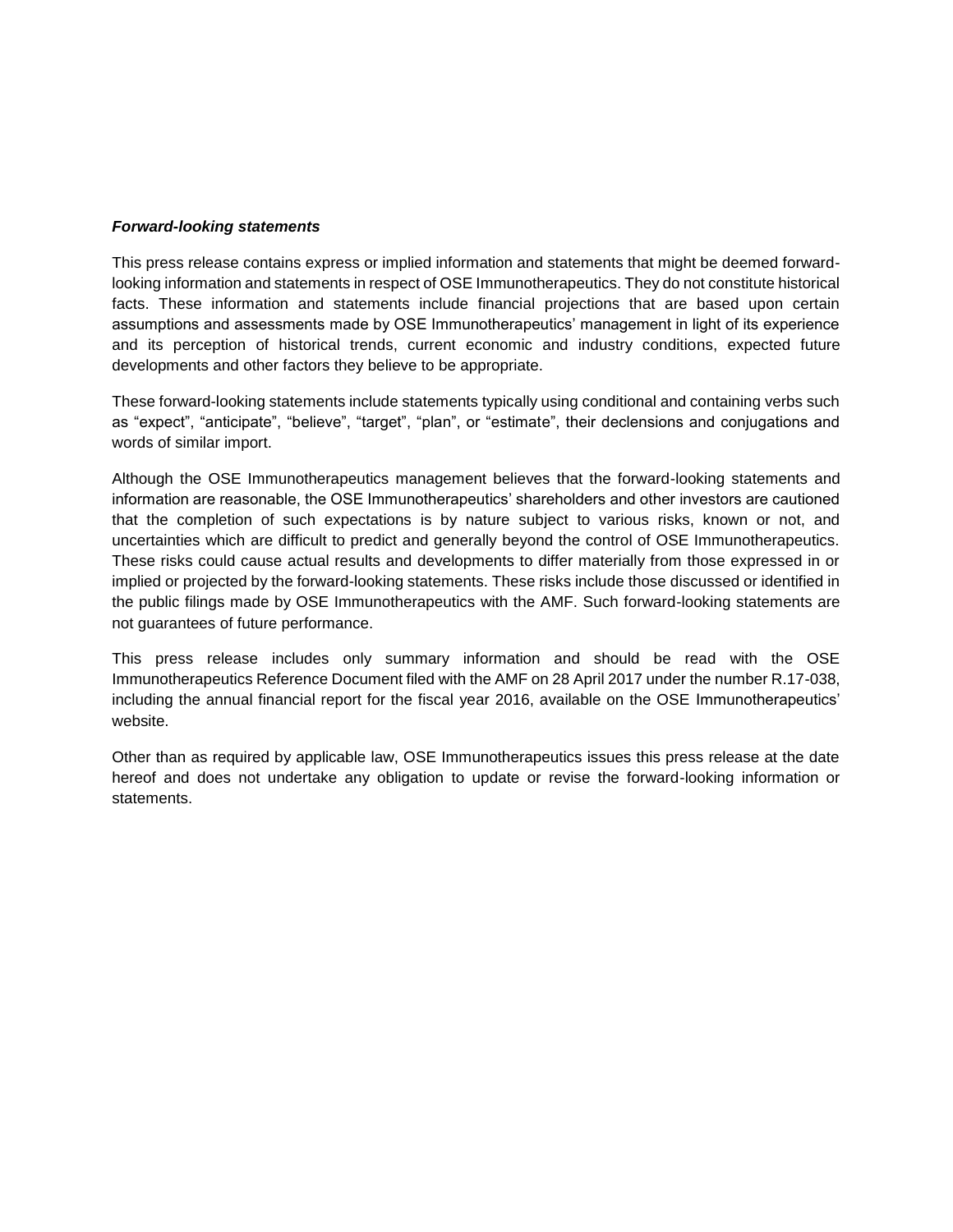***Forward-looking statements***

This press release contains express or implied information and statements that might be deemed forward-looking information and statements in respect of OSE Immunotherapeutics. They do not constitute historical facts. These information and statements include financial projections that are based upon certain assumptions and assessments made by OSE Immunotherapeutics' management in light of its experience and its perception of historical trends, current economic and industry conditions, expected future developments and other factors they believe to be appropriate.

These forward-looking statements include statements typically using conditional and containing verbs such as "expect", "anticipate", "believe", "target", "plan", or "estimate", their declensions and conjugations and words of similar import.

Although the OSE Immunotherapeutics management believes that the forward-looking statements and information are reasonable, the OSE Immunotherapeutics' shareholders and other investors are cautioned that the completion of such expectations is by nature subject to various risks, known or not, and uncertainties which are difficult to predict and generally beyond the control of OSE Immunotherapeutics. These risks could cause actual results and developments to differ materially from those expressed in or implied or projected by the forward-looking statements. These risks include those discussed or identified in the public filings made by OSE Immunotherapeutics with the AMF. Such forward-looking statements are not guarantees of future performance.

This press release includes only summary information and should be read with the OSE Immunotherapeutics Reference Document filed with the AMF on 28 April 2017 under the number R.17-038, including the annual financial report for the fiscal year 2016, available on the OSE Immunotherapeutics' website.

Other than as required by applicable law, OSE Immunotherapeutics issues this press release at the date hereof and does not undertake any obligation to update or revise the forward-looking information or statements.